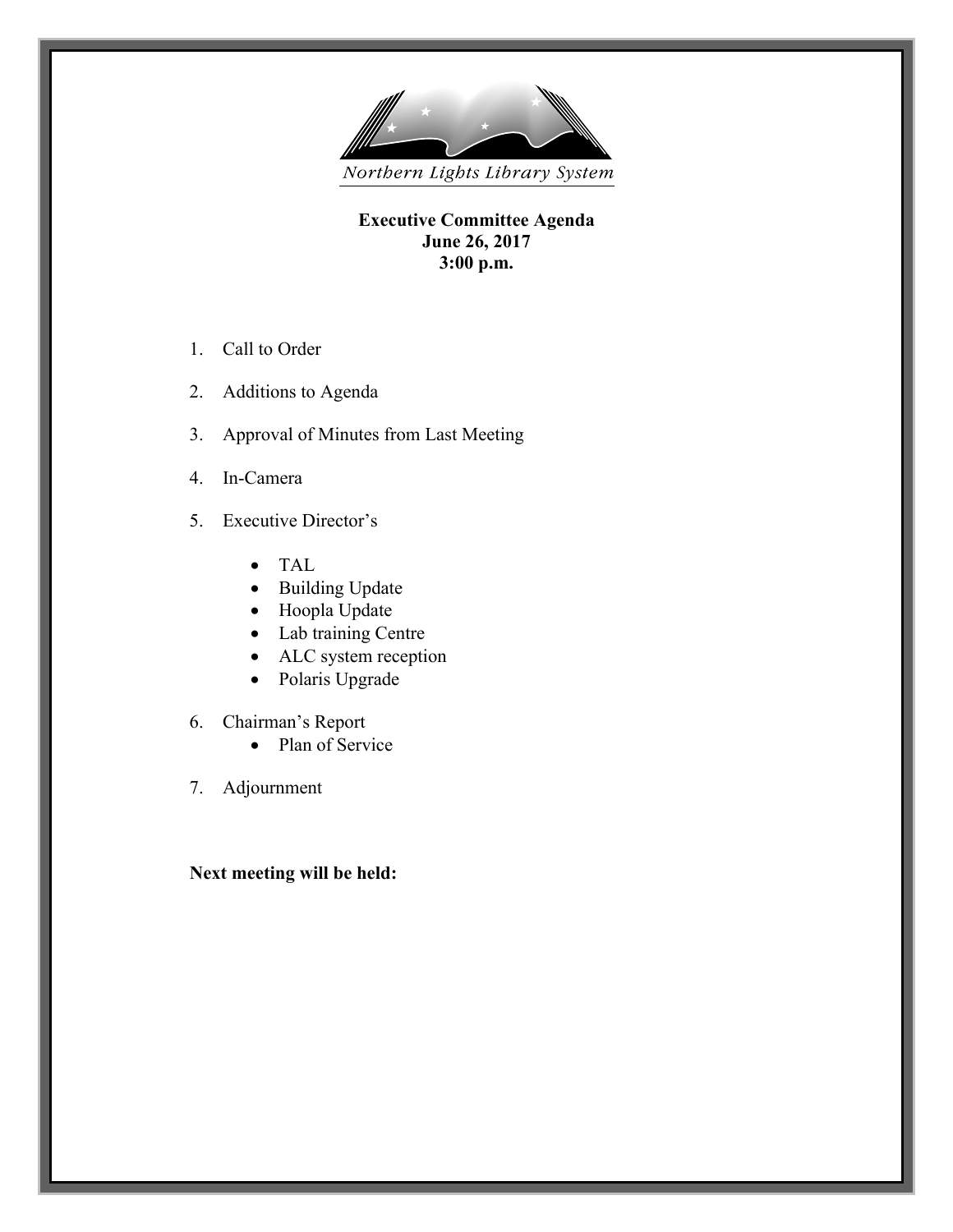Northern Lights Library System

**Executive Committee Agenda**
**June 26, 2017**
**3:00 p.m.**

1. Call to Order
2. Additions to Agenda
3. Approval of Minutes from Last Meeting
4. In-Camera
5. Executive Director's
    - TAL
    - Building Update
    - Hoopla Update
    - Lab training Centre
    - ALC system reception
    - Polaris Upgrade
6. Chairman's Report
    - Plan of Service
7. Adjournment

**Next meeting will be held:**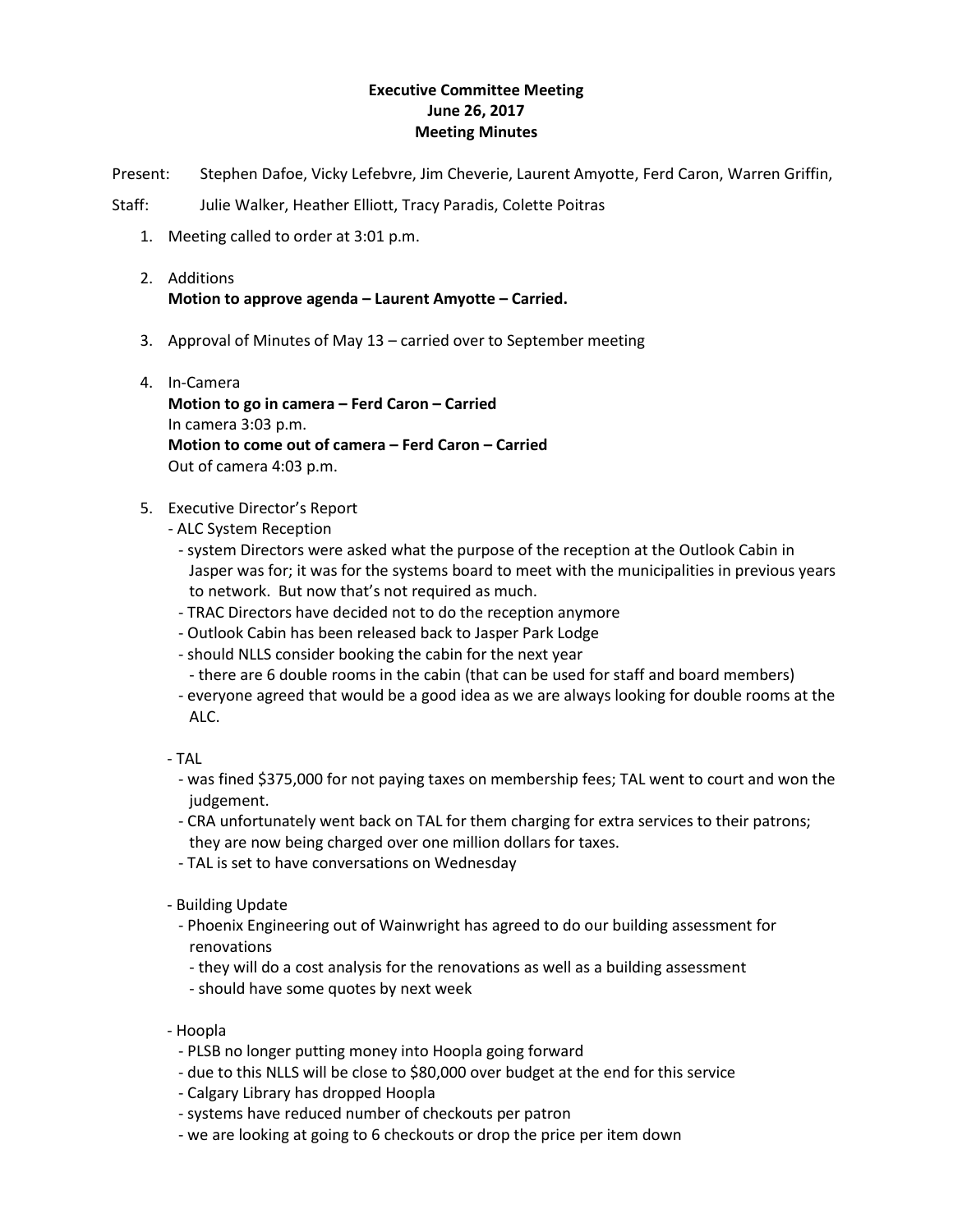**Executive Committee Meeting**
**June 26, 2017**
**Meeting Minutes**

Present: Stephen Dafoe, Vicky Lefebvre, Jim Cheverie, Laurent Amyotte, Ferd Caron, Warren Griffin,

Staff: Julie Walker, Heather Elliott, Tracy Paradis, Colette Poitras

1. Meeting called to order at 3:01 p.m.

2. Additions
   **Motion to approve agenda – Laurent Amyotte – Carried.**

3. Approval of Minutes of May 13 – carried over to September meeting

4. In-Camera
   **Motion to go in camera – Ferd Caron – Carried**
   In camera 3:03 p.m.
   **Motion to come out of camera – Ferd Caron – Carried**
   Out of camera 4:03 p.m.

5. Executive Director's Report
   - ALC System Reception
     - system Directors were asked what the purpose of the reception at the Outlook Cabin in Jasper was for; it was for the systems board to meet with the municipalities in previous years to network. But now that's not required as much.
     - TRAC Directors have decided not to do the reception anymore
     - Outlook Cabin has been released back to Jasper Park Lodge
     - should NLLS consider booking the cabin for the next year
       - there are 6 double rooms in the cabin (that can be used for staff and board members)
     - everyone agreed that would be a good idea as we are always looking for double rooms at the ALC.

   - TAL
     - was fined $375,000 for not paying taxes on membership fees; TAL went to court and won the judgement.
     - CRA unfortunately went back on TAL for them charging for extra services to their patrons; they are now being charged over one million dollars for taxes.
     - TAL is set to have conversations on Wednesday

   - Building Update
     - Phoenix Engineering out of Wainwright has agreed to do our building assessment for renovations
       - they will do a cost analysis for the renovations as well as a building assessment
       - should have some quotes by next week

   - Hoopla
     - PLSB no longer putting money into Hoopla going forward
     - due to this NLLS will be close to $80,000 over budget at the end for this service
     - Calgary Library has dropped Hoopla
     - systems have reduced number of checkouts per patron
     - we are looking at going to 6 checkouts or drop the price per item down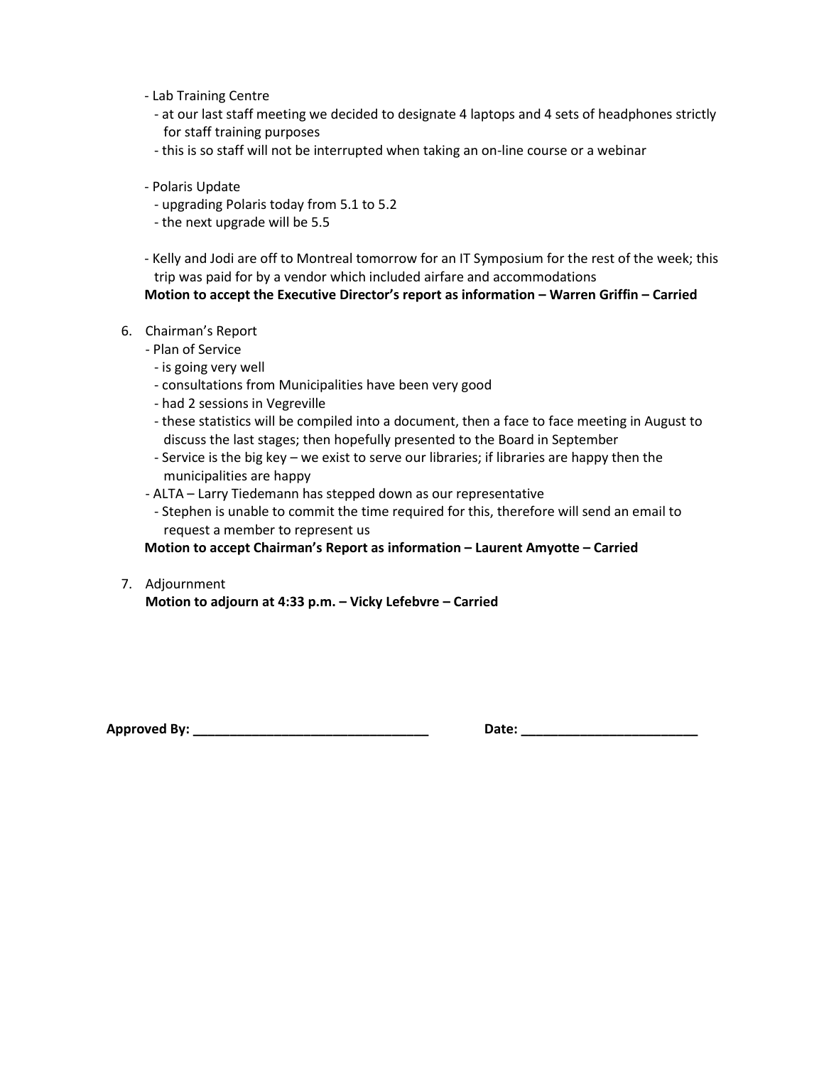- Lab Training Centre
  - at our last staff meeting we decided to designate 4 laptops and 4 sets of headphones strictly for staff training purposes
  - this is so staff will not be interrupted when taking an on-line course or a webinar

- Polaris Update
  - upgrading Polaris today from 5.1 to 5.2
  - the next upgrade will be 5.5

- Kelly and Jodi are off to Montreal tomorrow for an IT Symposium for the rest of the week; this trip was paid for by a vendor which included airfare and accommodations

**Motion to accept the Executive Director's report as information – Warren Griffin – Carried**

6. Chairman's Report
   - Plan of Service
     - is going very well
     - consultations from Municipalities have been very good
     - had 2 sessions in Vegreville
     - these statistics will be compiled into a document, then a face to face meeting in August to discuss the last stages; then hopefully presented to the Board in September
     - Service is the big key – we exist to serve our libraries; if libraries are happy then the municipalities are happy
   - ALTA – Larry Tiedemann has stepped down as our representative
     - Stephen is unable to commit the time required for this, therefore will send an email to request a member to represent us

   **Motion to accept Chairman's Report as information – Laurent Amyotte – Carried**

7. Adjournment

   **Motion to adjourn at 4:33 p.m. – Vicky Lefebvre – Carried**

**Approved By: ________________________________ Date: ________________________**